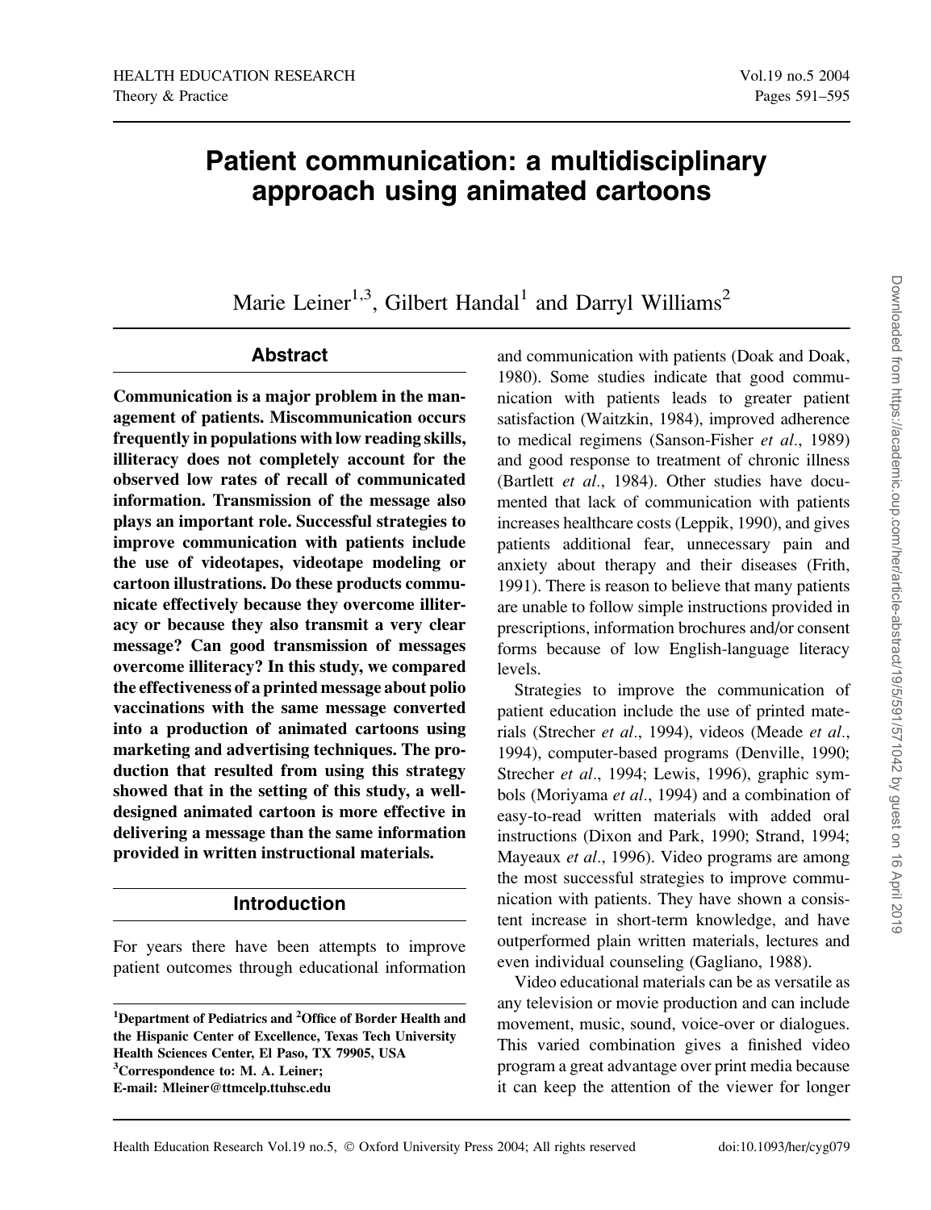# Patient communication: a multidisciplinary approach using animated cartoons

Marie Leiner[1,3], Gilbert Handal[1] and Darryl Williams[2]

## Abstract

**Communication is a major problem in the management of patients. Miscommunication occurs frequently in populations with low reading skills, illiteracy does not completely account for the observed low rates of recall of communicated information. Transmission of the message also plays an important role. Successful strategies to improve communication with patients include the use of videotapes, videotape modeling or cartoon illustrations. Do these products communicate effectively because they overcome illiteracy or because they also transmit a very clear message? Can good transmission of messages overcome illiteracy? In this study, we compared the effectiveness of a printed message about polio vaccinations with the same message converted into a production of animated cartoons using marketing and advertising techniques. The production that resulted from using this strategy showed that in the setting of this study, a well-designed animated cartoon is more effective in delivering a message than the same information provided in written instructional materials.**

## Introduction

For years there have been attempts to improve patient outcomes through educational information and communication with patients (Doak and Doak, 1980). Some studies indicate that good communication with patients leads to greater patient satisfaction (Waitzkin, 1984), improved adherence to medical regimens (Sanson-Fisher *et al*., 1989) and good response to treatment of chronic illness (Bartlett *et al*., 1984). Other studies have documented that lack of communication with patients increases healthcare costs (Leppik, 1990), and gives patients additional fear, unnecessary pain and anxiety about therapy and their diseases (Frith, 1991). There is reason to believe that many patients are unable to follow simple instructions provided in prescriptions, information brochures and/or consent forms because of low English-language literacy levels.

Strategies to improve the communication of patient education include the use of printed materials (Strecher *et al*., 1994), videos (Meade *et al*., 1994), computer-based programs (Denville, 1990; Strecher *et al*., 1994; Lewis, 1996), graphic symbols (Moriyama *et al*., 1994) and a combination of easy-to-read written materials with added oral instructions (Dixon and Park, 1990; Strand, 1994; Mayeaux *et al*., 1996). Video programs are among the most successful strategies to improve communication with patients. They have shown a consistent increase in short-term knowledge, and have outperformed plain written materials, lectures and even individual counseling (Gagliano, 1988).

Video educational materials can be as versatile as any television or movie production and can include movement, music, sound, voice-over or dialogues. This varied combination gives a finished video program a great advantage over print media because it can keep the attention of the viewer for longer

[1]Department of Pediatrics and [2]Office of Border Health and the Hispanic Center of Excellence, Texas Tech University Health Sciences Center, El Paso, TX 79905, USA
[3]Correspondence to: M. A. Leiner;
E-mail: Mleiner@ttmcelp.ttuhsc.edu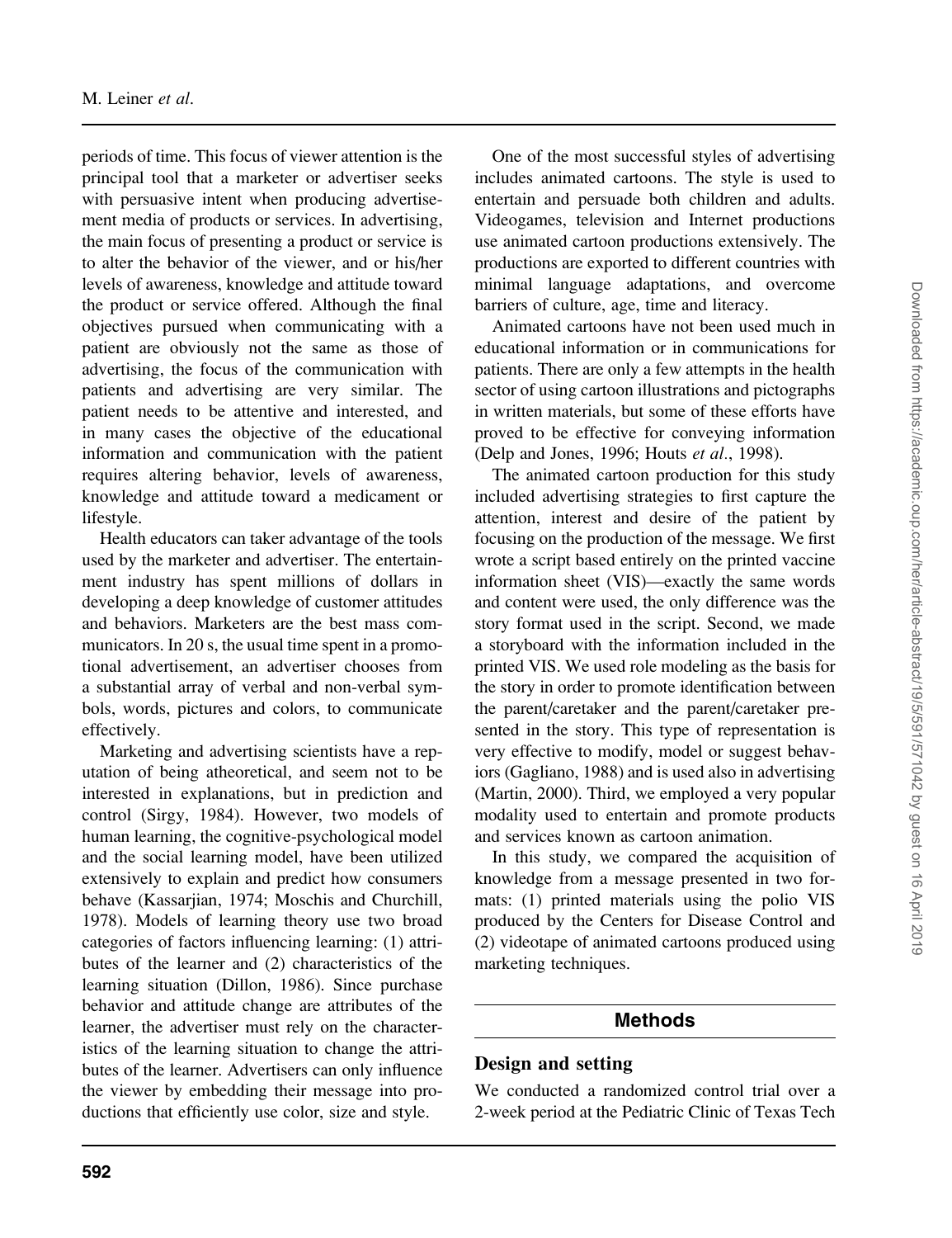periods of time. This focus of viewer attention is the principal tool that a marketer or advertiser seeks with persuasive intent when producing advertisement media of products or services. In advertising, the main focus of presenting a product or service is to alter the behavior of the viewer, and or his/her levels of awareness, knowledge and attitude toward the product or service offered. Although the final objectives pursued when communicating with a patient are obviously not the same as those of advertising, the focus of the communication with patients and advertising are very similar. The patient needs to be attentive and interested, and in many cases the objective of the educational information and communication with the patient requires altering behavior, levels of awareness, knowledge and attitude toward a medicament or lifestyle.

Health educators can taker advantage of the tools used by the marketer and advertiser. The entertainment industry has spent millions of dollars in developing a deep knowledge of customer attitudes and behaviors. Marketers are the best mass communicators. In 20 s, the usual time spent in a promotional advertisement, an advertiser chooses from a substantial array of verbal and non-verbal symbols, words, pictures and colors, to communicate effectively.

Marketing and advertising scientists have a reputation of being atheoretical, and seem not to be interested in explanations, but in prediction and control (Sirgy, 1984). However, two models of human learning, the cognitive-psychological model and the social learning model, have been utilized extensively to explain and predict how consumers behave (Kassarjian, 1974; Moschis and Churchill, 1978). Models of learning theory use two broad categories of factors influencing learning: (1) attributes of the learner and (2) characteristics of the learning situation (Dillon, 1986). Since purchase behavior and attitude change are attributes of the learner, the advertiser must rely on the characteristics of the learning situation to change the attributes of the learner. Advertisers can only influence the viewer by embedding their message into productions that efficiently use color, size and style.

One of the most successful styles of advertising includes animated cartoons. The style is used to entertain and persuade both children and adults. Videogames, television and Internet productions use animated cartoon productions extensively. The productions are exported to different countries with minimal language adaptations, and overcome barriers of culture, age, time and literacy.

Animated cartoons have not been used much in educational information or in communications for patients. There are only a few attempts in the health sector of using cartoon illustrations and pictographs in written materials, but some of these efforts have proved to be effective for conveying information (Delp and Jones, 1996; Houts *et al*., 1998).

The animated cartoon production for this study included advertising strategies to first capture the attention, interest and desire of the patient by focusing on the production of the message. We first wrote a script based entirely on the printed vaccine information sheet (VIS)—exactly the same words and content were used, the only difference was the story format used in the script. Second, we made a storyboard with the information included in the printed VIS. We used role modeling as the basis for the story in order to promote identification between the parent/caretaker and the parent/caretaker presented in the story. This type of representation is very effective to modify, model or suggest behaviors (Gagliano, 1988) and is used also in advertising (Martin, 2000). Third, we employed a very popular modality used to entertain and promote products and services known as cartoon animation.

In this study, we compared the acquisition of knowledge from a message presented in two formats: (1) printed materials using the polio VIS produced by the Centers for Disease Control and (2) videotape of animated cartoons produced using marketing techniques.

## Methods

### Design and setting

We conducted a randomized control trial over a 2-week period at the Pediatric Clinic of Texas Tech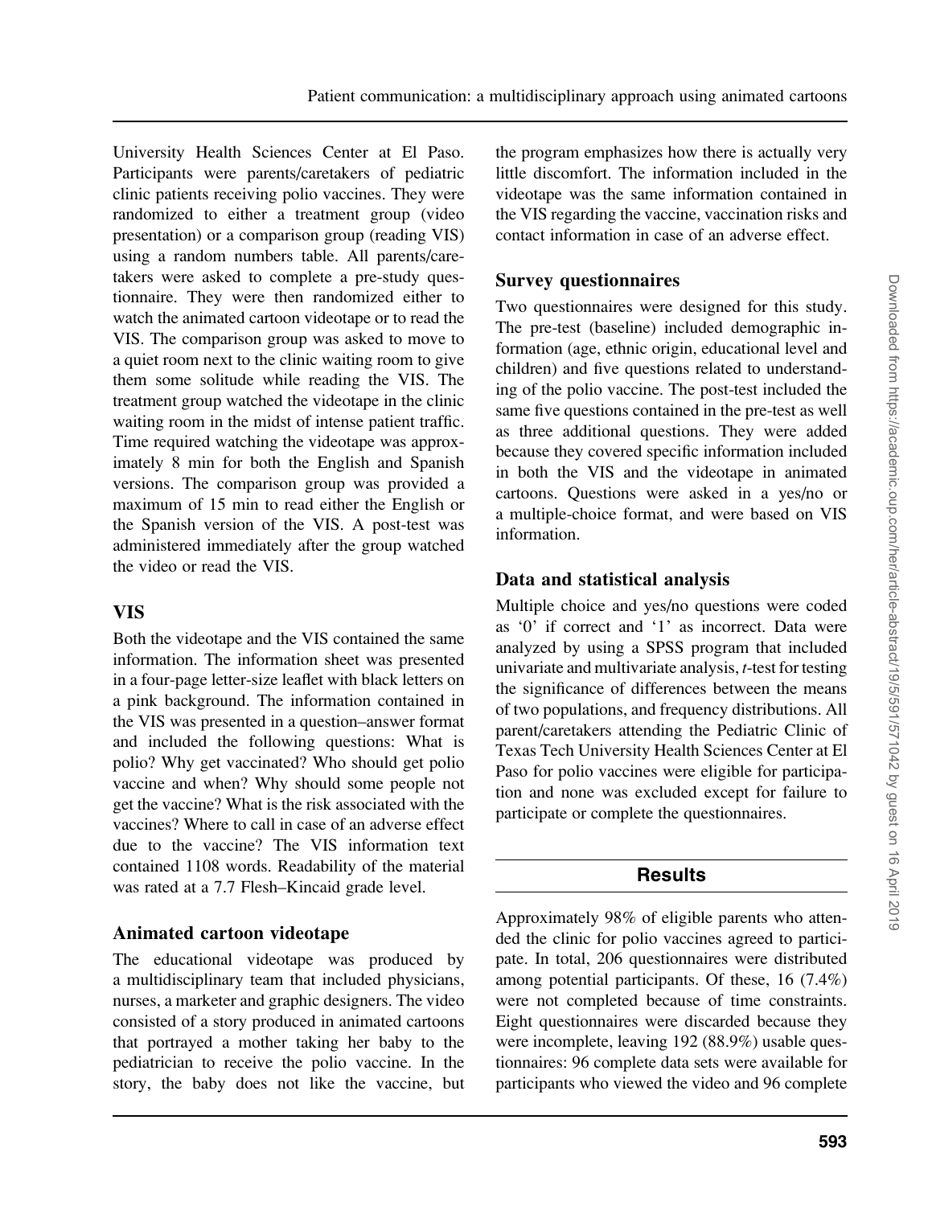University Health Sciences Center at El Paso. Participants were parents/caretakers of pediatric clinic patients receiving polio vaccines. They were randomized to either a treatment group (video presentation) or a comparison group (reading VIS) using a random numbers table. All parents/caretakers were asked to complete a pre-study questionnaire. They were then randomized either to watch the animated cartoon videotape or to read the VIS. The comparison group was asked to move to a quiet room next to the clinic waiting room to give them some solitude while reading the VIS. The treatment group watched the videotape in the clinic waiting room in the midst of intense patient traffic. Time required watching the videotape was approximately 8 min for both the English and Spanish versions. The comparison group was provided a maximum of 15 min to read either the English or the Spanish version of the VIS. A post-test was administered immediately after the group watched the video or read the VIS.

## VIS

Both the videotape and the VIS contained the same information. The information sheet was presented in a four-page letter-size leaflet with black letters on a pink background. The information contained in the VIS was presented in a question–answer format and included the following questions: What is polio? Why get vaccinated? Who should get polio vaccine and when? Why should some people not get the vaccine? What is the risk associated with the vaccines? Where to call in case of an adverse effect due to the vaccine? The VIS information text contained 1108 words. Readability of the material was rated at a 7.7 Flesh–Kincaid grade level.

## Animated cartoon videotape

The educational videotape was produced by a multidisciplinary team that included physicians, nurses, a marketer and graphic designers. The video consisted of a story produced in animated cartoons that portrayed a mother taking her baby to the pediatrician to receive the polio vaccine. In the story, the baby does not like the vaccine, but the program emphasizes how there is actually very little discomfort. The information included in the videotape was the same information contained in the VIS regarding the vaccine, vaccination risks and contact information in case of an adverse effect.

## Survey questionnaires

Two questionnaires were designed for this study. The pre-test (baseline) included demographic information (age, ethnic origin, educational level and children) and five questions related to understanding of the polio vaccine. The post-test included the same five questions contained in the pre-test as well as three additional questions. They were added because they covered specific information included in both the VIS and the videotape in animated cartoons. Questions were asked in a yes/no or a multiple-choice format, and were based on VIS information.

## Data and statistical analysis

Multiple choice and yes/no questions were coded as '0' if correct and '1' as incorrect. Data were analyzed by using a SPSS program that included univariate and multivariate analysis, *t*-test for testing the significance of differences between the means of two populations, and frequency distributions. All parent/caretakers attending the Pediatric Clinic of Texas Tech University Health Sciences Center at El Paso for polio vaccines were eligible for participation and none was excluded except for failure to participate or complete the questionnaires.

# Results

Approximately 98% of eligible parents who attended the clinic for polio vaccines agreed to participate. In total, 206 questionnaires were distributed among potential participants. Of these, 16 (7.4%) were not completed because of time constraints. Eight questionnaires were discarded because they were incomplete, leaving 192 (88.9%) usable questionnaires: 96 complete data sets were available for participants who viewed the video and 96 complete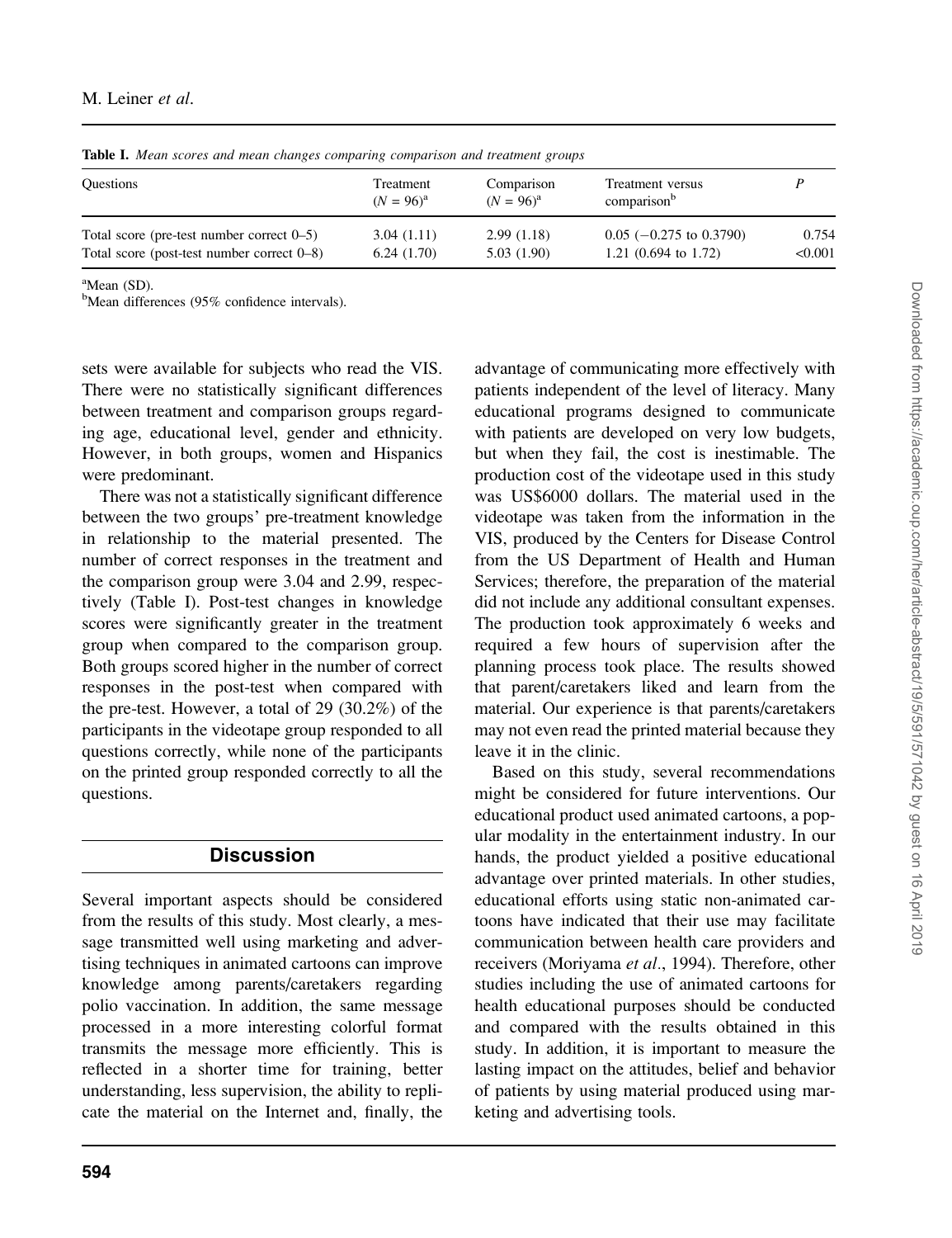**Table I.** *Mean scores and mean changes comparing comparison and treatment groups*

| Questions | Treatment ($N = 96$)[a] | Comparison ($N = 96$)[a] | Treatment versus comparison[b] | $P$ |
|---|---|---|---|---|
| Total score (pre-test number correct 0–5) | 3.04 (1.11) | 2.99 (1.18) | 0.05 (−0.275 to 0.3790) | 0.754 |
| Total score (post-test number correct 0–8) | 6.24 (1.70) | 5.03 (1.90) | 1.21 (0.694 to 1.72) | <0.001 |

[a]Mean (SD).
[b]Mean differences (95% confidence intervals).

sets were available for subjects who read the VIS. There were no statistically significant differences between treatment and comparison groups regarding age, educational level, gender and ethnicity. However, in both groups, women and Hispanics were predominant.

There was not a statistically significant difference between the two groups' pre-treatment knowledge in relationship to the material presented. The number of correct responses in the treatment and the comparison group were 3.04 and 2.99, respectively (Table I). Post-test changes in knowledge scores were significantly greater in the treatment group when compared to the comparison group. Both groups scored higher in the number of correct responses in the post-test when compared with the pre-test. However, a total of 29 (30.2%) of the participants in the videotape group responded to all questions correctly, while none of the participants on the printed group responded correctly to all the questions.

## Discussion

Several important aspects should be considered from the results of this study. Most clearly, a message transmitted well using marketing and advertising techniques in animated cartoons can improve knowledge among parents/caretakers regarding polio vaccination. In addition, the same message processed in a more interesting colorful format transmits the message more efficiently. This is reflected in a shorter time for training, better understanding, less supervision, the ability to replicate the material on the Internet and, finally, the advantage of communicating more effectively with patients independent of the level of literacy. Many educational programs designed to communicate with patients are developed on very low budgets, but when they fail, the cost is inestimable. The production cost of the videotape used in this study was US$6000 dollars. The material used in the videotape was taken from the information in the VIS, produced by the Centers for Disease Control from the US Department of Health and Human Services; therefore, the preparation of the material did not include any additional consultant expenses. The production took approximately 6 weeks and required a few hours of supervision after the planning process took place. The results showed that parent/caretakers liked and learn from the material. Our experience is that parents/caretakers may not even read the printed material because they leave it in the clinic.

Based on this study, several recommendations might be considered for future interventions. Our educational product used animated cartoons, a popular modality in the entertainment industry. In our hands, the product yielded a positive educational advantage over printed materials. In other studies, educational efforts using static non-animated cartoons have indicated that their use may facilitate communication between health care providers and receivers (Moriyama *et al*., 1994). Therefore, other studies including the use of animated cartoons for health educational purposes should be conducted and compared with the results obtained in this study. In addition, it is important to measure the lasting impact on the attitudes, belief and behavior of patients by using material produced using marketing and advertising tools.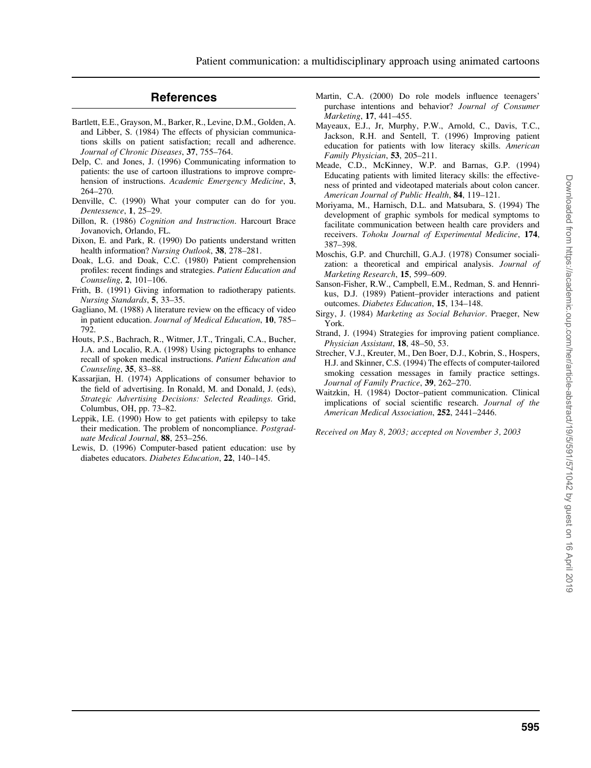## References

Bartlett, E.E., Grayson, M., Barker, R., Levine, D.M., Golden, A. and Libber, S. (1984) The effects of physician communications skills on patient satisfaction; recall and adherence. *Journal of Chronic Diseases*, **37**, 755–764.

Delp, C. and Jones, J. (1996) Communicating information to patients: the use of cartoon illustrations to improve comprehension of instructions. *Academic Emergency Medicine*, **3**, 264–270.

Denville, C. (1990) What your computer can do for you. *Dentessence*, **1**, 25–29.

Dillon, R. (1986) *Cognition and Instruction*. Harcourt Brace Jovanovich, Orlando, FL.

Dixon, E. and Park, R. (1990) Do patients understand written health information? *Nursing Outlook*, **38**, 278–281.

Doak, L.G. and Doak, C.C. (1980) Patient comprehension profiles: recent findings and strategies. *Patient Education and Counseling*, **2**, 101–106.

Frith, B. (1991) Giving information to radiotherapy patients. *Nursing Standards*, **5**, 33–35.

Gagliano, M. (1988) A literature review on the efficacy of video in patient education. *Journal of Medical Education*, **10**, 785–792.

Houts, P.S., Bachrach, R., Witmer, J.T., Tringali, C.A., Bucher, J.A. and Localio, R.A. (1998) Using pictographs to enhance recall of spoken medical instructions. *Patient Education and Counseling*, **35**, 83–88.

Kassarjian, H. (1974) Applications of consumer behavior to the field of advertising. In Ronald, M. and Donald, J. (eds), *Strategic Advertising Decisions: Selected Readings*. Grid, Columbus, OH, pp. 73–82.

Leppik, I.E. (1990) How to get patients with epilepsy to take their medication. The problem of noncompliance. *Postgraduate Medical Journal*, **88**, 253–256.

Lewis, D. (1996) Computer-based patient education: use by diabetes educators. *Diabetes Education*, **22**, 140–145.

Martin, C.A. (2000) Do role models influence teenagers' purchase intentions and behavior? *Journal of Consumer Marketing*, **17**, 441–455.

Mayeaux, E.J., Jr, Murphy, P.W., Arnold, C., Davis, T.C., Jackson, R.H. and Sentell, T. (1996) Improving patient education for patients with low literacy skills. *American Family Physician*, **53**, 205–211.

Meade, C.D., McKinney, W.P. and Barnas, G.P. (1994) Educating patients with limited literacy skills: the effectiveness of printed and videotaped materials about colon cancer. *American Journal of Public Health*, **84**, 119–121.

Moriyama, M., Harnisch, D.L. and Matsubara, S. (1994) The development of graphic symbols for medical symptoms to facilitate communication between health care providers and receivers. *Tohoku Journal of Experimental Medicine*, **174**, 387–398.

Moschis, G.P. and Churchill, G.A.J. (1978) Consumer socialization: a theoretical and empirical analysis. *Journal of Marketing Research*, **15**, 599–609.

Sanson-Fisher, R.W., Campbell, E.M., Redman, S. and Hennrikus, D.J. (1989) Patient–provider interactions and patient outcomes. *Diabetes Education*, **15**, 134–148.

Sirgy, J. (1984) *Marketing as Social Behavior*. Praeger, New York.

Strand, J. (1994) Strategies for improving patient compliance. *Physician Assistant*, **18**, 48–50, 53.

Strecher, V.J., Kreuter, M., Den Boer, D.J., Kobrin, S., Hospers, H.J. and Skinner, C.S. (1994) The effects of computer-tailored smoking cessation messages in family practice settings. *Journal of Family Practice*, **39**, 262–270.

Waitzkin, H. (1984) Doctor–patient communication. Clinical implications of social scientific research. *Journal of the American Medical Association*, **252**, 2441–2446.

*Received on May 8, 2003; accepted on November 3, 2003*